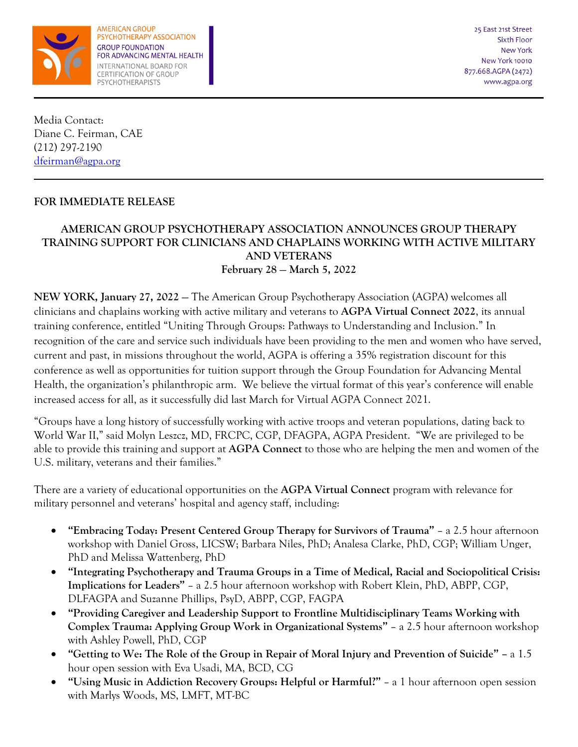AMERICAN GROUP PSYCHOTHERAPY ASSOCIATION
GROUP FOUNDATION FOR ADVANCING MENTAL HEALTH
INTERNATIONAL BOARD FOR CERTIFICATION OF GROUP PSYCHOTHERAPISTS

25 East 21st Street
Sixth Floor
New York
New York 10010
877.668.AGPA (2472)
www.agpa.org

Media Contact:
Diane C. Feirman, CAE
(212) 297-2190
dfeirman@agpa.org

**FOR IMMEDIATE RELEASE**

## AMERICAN GROUP PSYCHOTHERAPY ASSOCIATION ANNOUNCES GROUP THERAPY TRAINING SUPPORT FOR CLINICIANS AND CHAPLAINS WORKING WITH ACTIVE MILITARY AND VETERANS

**February 28 – March 5, 2022**

**NEW YORK, January 27, 2022** – The American Group Psychotherapy Association (AGPA) welcomes all clinicians and chaplains working with active military and veterans to **AGPA Virtual Connect 2022**, its annual training conference, entitled "Uniting Through Groups: Pathways to Understanding and Inclusion." In recognition of the care and service such individuals have been providing to the men and women who have served, current and past, in missions throughout the world, AGPA is offering a 35% registration discount for this conference as well as opportunities for tuition support through the Group Foundation for Advancing Mental Health, the organization's philanthropic arm. We believe the virtual format of this year's conference will enable increased access for all, as it successfully did last March for Virtual AGPA Connect 2021.

"Groups have a long history of successfully working with active troops and veteran populations, dating back to World War II," said Molyn Leszcz, MD, FRCPC, CGP, DFAGPA, AGPA President. "We are privileged to be able to provide this training and support at **AGPA Connect** to those who are helping the men and women of the U.S. military, veterans and their families."

There are a variety of educational opportunities on the **AGPA Virtual Connect** program with relevance for military personnel and veterans' hospital and agency staff, including:

- **"Embracing Today: Present Centered Group Therapy for Survivors of Trauma"** – a 2.5 hour afternoon workshop with Daniel Gross, LICSW; Barbara Niles, PhD; Analesa Clarke, PhD, CGP; William Unger, PhD and Melissa Wattenberg, PhD
- **"Integrating Psychotherapy and Trauma Groups in a Time of Medical, Racial and Sociopolitical Crisis: Implications for Leaders"** – a 2.5 hour afternoon workshop with Robert Klein, PhD, ABPP, CGP, DLFAGPA and Suzanne Phillips, PsyD, ABPP, CGP, FAGPA
- **"Providing Caregiver and Leadership Support to Frontline Multidisciplinary Teams Working with Complex Trauma: Applying Group Work in Organizational Systems"** – a 2.5 hour afternoon workshop with Ashley Powell, PhD, CGP
- **"Getting to We: The Role of the Group in Repair of Moral Injury and Prevention of Suicide"** – a 1.5 hour open session with Eva Usadi, MA, BCD, CG
- **"Using Music in Addiction Recovery Groups: Helpful or Harmful?"** – a 1 hour afternoon open session with Marlys Woods, MS, LMFT, MT-BC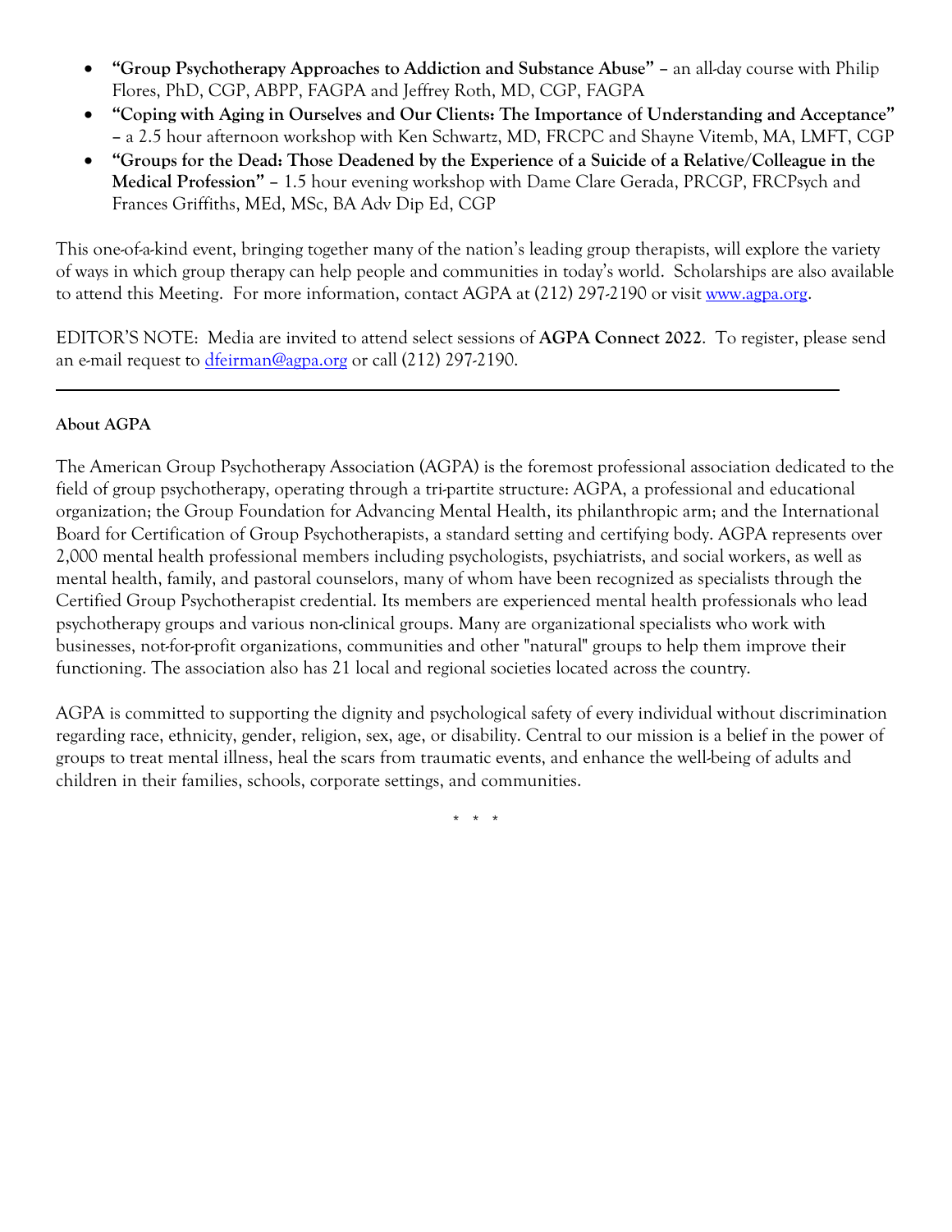- **"Group Psychotherapy Approaches to Addiction and Substance Abuse"** – an all-day course with Philip Flores, PhD, CGP, ABPP, FAGPA and Jeffrey Roth, MD, CGP, FAGPA
- **"Coping with Aging in Ourselves and Our Clients: The Importance of Understanding and Acceptance"** – a 2.5 hour afternoon workshop with Ken Schwartz, MD, FRCPC and Shayne Vitemb, MA, LMFT, CGP
- **"Groups for the Dead: Those Deadened by the Experience of a Suicide of a Relative/Colleague in the Medical Profession"** – 1.5 hour evening workshop with Dame Clare Gerada, PRCGP, FRCPsych and Frances Griffiths, MEd, MSc, BA Adv Dip Ed, CGP

This one-of-a-kind event, bringing together many of the nation's leading group therapists, will explore the variety of ways in which group therapy can help people and communities in today's world. Scholarships are also available to attend this Meeting. For more information, contact AGPA at (212) 297-2190 or visit www.agpa.org.

EDITOR'S NOTE: Media are invited to attend select sessions of **AGPA Connect 2022**. To register, please send an e-mail request to dfeirman@agpa.org or call (212) 297-2190.

---

**About AGPA**

The American Group Psychotherapy Association (AGPA) is the foremost professional association dedicated to the field of group psychotherapy, operating through a tri-partite structure: AGPA, a professional and educational organization; the Group Foundation for Advancing Mental Health, its philanthropic arm; and the International Board for Certification of Group Psychotherapists, a standard setting and certifying body. AGPA represents over 2,000 mental health professional members including psychologists, psychiatrists, and social workers, as well as mental health, family, and pastoral counselors, many of whom have been recognized as specialists through the Certified Group Psychotherapist credential. Its members are experienced mental health professionals who lead psychotherapy groups and various non-clinical groups. Many are organizational specialists who work with businesses, not-for-profit organizations, communities and other "natural" groups to help them improve their functioning. The association also has 21 local and regional societies located across the country.

AGPA is committed to supporting the dignity and psychological safety of every individual without discrimination regarding race, ethnicity, gender, religion, sex, age, or disability. Central to our mission is a belief in the power of groups to treat mental illness, heal the scars from traumatic events, and enhance the well-being of adults and children in their families, schools, corporate settings, and communities.

\* \* \*